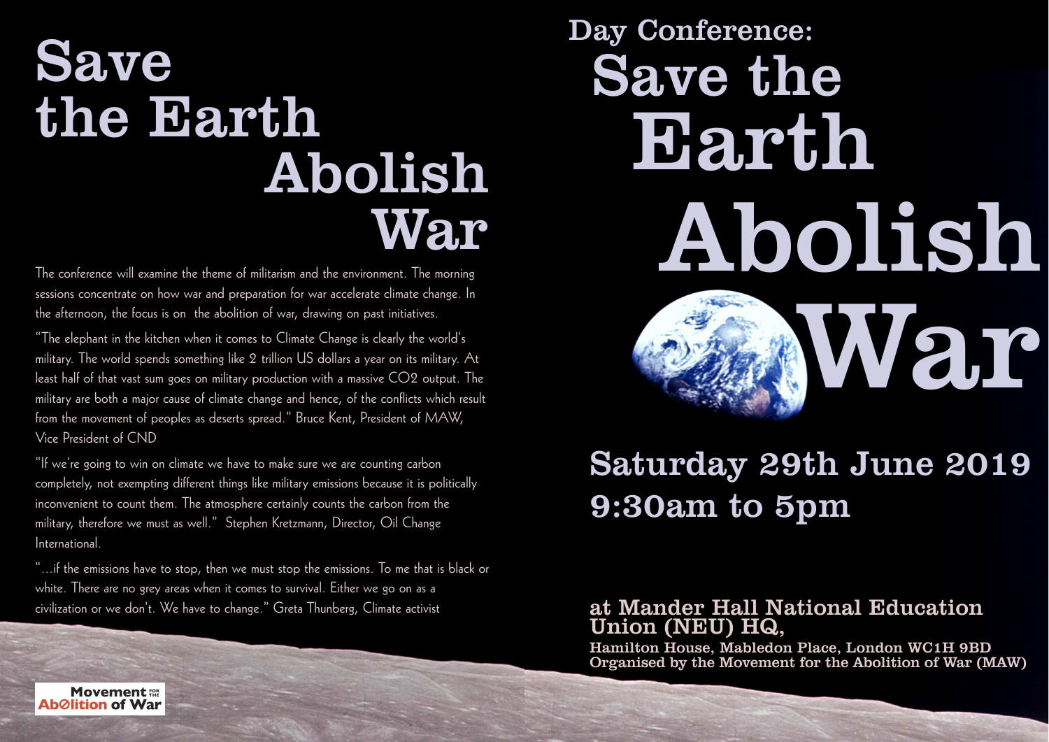# Save the Earth Abolish War

The conference will examine the theme of militarism and the environment. The morning sessions concentrate on how war and preparation for war accelerate climate change. In the afternoon, the focus is on the abolition of war, drawing on past initiatives.

"The elephant in the kitchen when it comes to Climate Change is clearly the world's military. The world spends something like 2 trillion US dollars a year on its military. At least half of that vast sum goes on military production with a massive $CO_2$ output. The military are both a major cause of climate change and hence, of the conflicts which result from the movement of peoples as deserts spread." Bruce Kent, President of MAW, Vice President of CND

"If we're going to win on climate we have to make sure we are counting carbon completely, not exempting different things like military emissions because it is politically inconvenient to count them. The atmosphere certainly counts the carbon from the military, therefore we must as well." Stephen Kretzmann, Director, Oil Change International.

"...if the emissions have to stop, then we must stop the emissions. To me that is black or white. There are no grey areas when it comes to survival. Either we go on as a civilization or we don't. We have to change." Greta Thunberg, Climate activist

Movement for the Abolition of War

## Day Conference:

# Save the Earth Abolish War

## Saturday 29th June 2019
## 9:30am to 5pm

### at Mander Hall National Education Union (NEU) HQ,

Hamilton House, Mabledon Place, London WC1H 9BD
Organised by the Movement for the Abolition of War (MAW)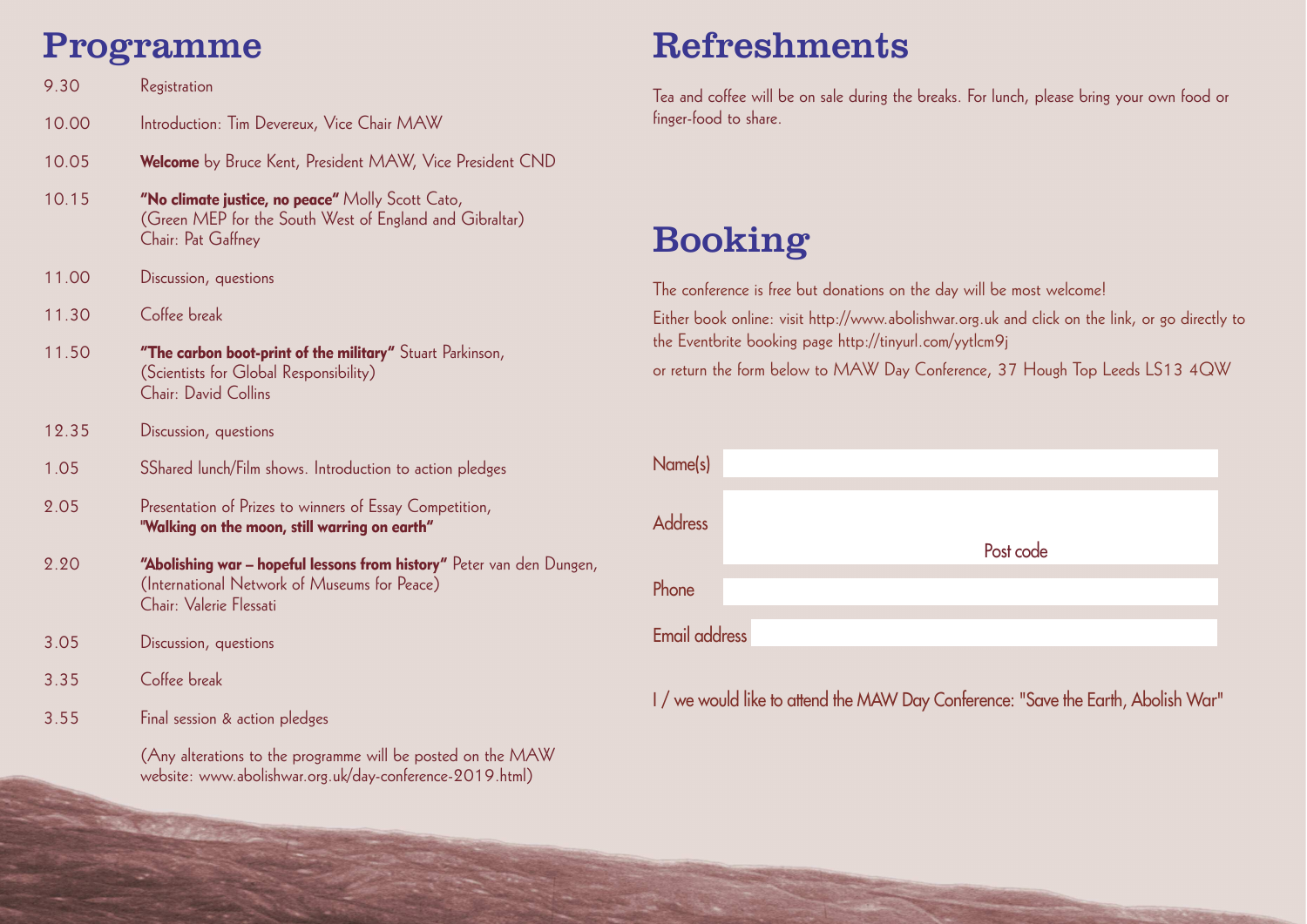## Programme

| | |
|---|---|
| 9.30 | Registration |
| 10.00 | Introduction: Tim Devereux, Vice Chair MAW |
| 10.05 | **Welcome** by Bruce Kent, President MAW, Vice President CND |
| 10.15 | **"No climate justice, no peace"** Molly Scott Cato, (Green MEP for the South West of England and Gibraltar) Chair: Pat Gaffney |
| 11.00 | Discussion, questions |
| 11.30 | Coffee break |
| 11.50 | **"The carbon boot-print of the military"** Stuart Parkinson, (Scientists for Global Responsibility) Chair: David Collins |
| 12.35 | Discussion, questions |
| 1.05 | SShared lunch/Film shows. Introduction to action pledges |
| 2.05 | Presentation of Prizes to winners of Essay Competition, **"Walking on the moon, still warring on earth"** |
| 2.20 | **"Abolishing war – hopeful lessons from history"** Peter van den Dungen, (International Network of Museums for Peace) Chair: Valerie Flessati |
| 3.05 | Discussion, questions |
| 3.35 | Coffee break |
| 3.55 | Final session & action pledges |

(Any alterations to the programme will be posted on the MAW website: www.abolishwar.org.uk/day-conference-2019.html)

## Refreshments

Tea and coffee will be on sale during the breaks. For lunch, please bring your own food or finger-food to share.

## Booking

The conference is free but donations on the day will be most welcome!

Either book online: visit http://www.abolishwar.org.uk and click on the link, or go directly to the Eventbrite booking page http://tinyurl.com/yytlcm9j

or return the form below to MAW Day Conference, 37 Hough Top Leeds LS13 4QW

Name(s)

Address

Post code

Phone

Email address

I / we would like to attend the MAW Day Conference: "Save the Earth, Abolish War"